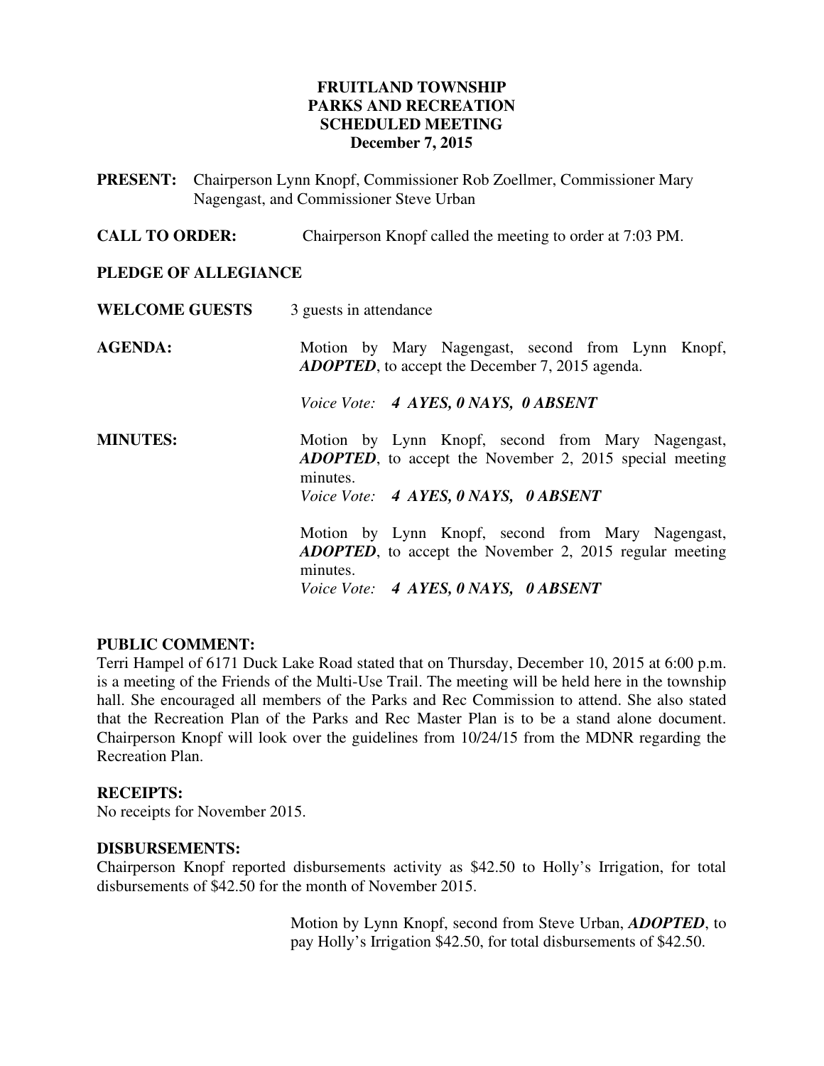# FRUITLAND TOWNSHIP
# PARKS AND RECREATION
# SCHEDULED MEETING
# December 7, 2015

**PRESENT:** Chairperson Lynn Knopf, Commissioner Rob Zoellmer, Commissioner Mary Nagengast, and Commissioner Steve Urban

**CALL TO ORDER:** Chairperson Knopf called the meeting to order at 7:03 PM.

**PLEDGE OF ALLEGIANCE**

**WELCOME GUESTS** 3 guests in attendance

**AGENDA:** Motion by Mary Nagengast, second from Lynn Knopf, ***ADOPTED***, to accept the December 7, 2015 agenda.

*Voice Vote:* ***4 AYES, 0 NAYS, 0 ABSENT***

**MINUTES:** Motion by Lynn Knopf, second from Mary Nagengast, ***ADOPTED***, to accept the November 2, 2015 special meeting minutes.
*Voice Vote:* ***4 AYES, 0 NAYS, 0 ABSENT***

Motion by Lynn Knopf, second from Mary Nagengast, ***ADOPTED***, to accept the November 2, 2015 regular meeting minutes.
*Voice Vote:* ***4 AYES, 0 NAYS, 0 ABSENT***

**PUBLIC COMMENT:**
Terri Hampel of 6171 Duck Lake Road stated that on Thursday, December 10, 2015 at 6:00 p.m. is a meeting of the Friends of the Multi-Use Trail. The meeting will be held here in the township hall. She encouraged all members of the Parks and Rec Commission to attend. She also stated that the Recreation Plan of the Parks and Rec Master Plan is to be a stand alone document. Chairperson Knopf will look over the guidelines from 10/24/15 from the MDNR regarding the Recreation Plan.

**RECEIPTS:**
No receipts for November 2015.

**DISBURSEMENTS:**
Chairperson Knopf reported disbursements activity as $42.50 to Holly's Irrigation, for total disbursements of $42.50 for the month of November 2015.

Motion by Lynn Knopf, second from Steve Urban, ***ADOPTED***, to pay Holly's Irrigation $42.50, for total disbursements of $42.50.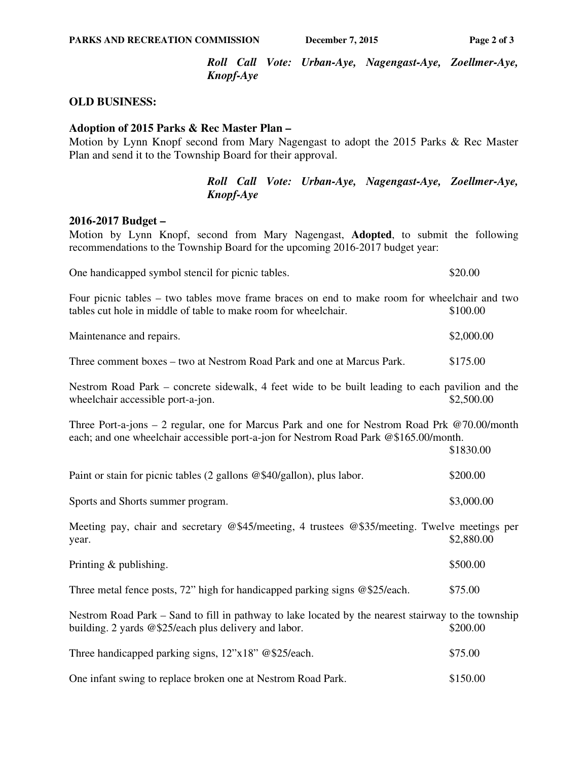*Roll Call Vote: Urban-Aye, Nagengast-Aye, Zoellmer-Aye, Knopf-Aye*

**OLD BUSINESS:**

**Adoption of 2015 Parks & Rec Master Plan –**
Motion by Lynn Knopf second from Mary Nagengast to adopt the 2015 Parks & Rec Master Plan and send it to the Township Board for their approval.

*Roll Call Vote: Urban-Aye, Nagengast-Aye, Zoellmer-Aye, Knopf-Aye*

**2016-2017 Budget –**
Motion by Lynn Knopf, second from Mary Nagengast, **Adopted**, to submit the following recommendations to the Township Board for the upcoming 2016-2017 budget year:

One handicapped symbol stencil for picnic tables. $20.00

Four picnic tables – two tables move frame braces on end to make room for wheelchair and two tables cut hole in middle of table to make room for wheelchair. $100.00

Maintenance and repairs. $2,000.00

Three comment boxes – two at Nestrom Road Park and one at Marcus Park. $175.00

Nestrom Road Park – concrete sidewalk, 4 feet wide to be built leading to each pavilion and the wheelchair accessible port-a-jon. $2,500.00

Three Port-a-jons – 2 regular, one for Marcus Park and one for Nestrom Road Prk @70.00/month each; and one wheelchair accessible port-a-jon for Nestrom Road Park @$165.00/month. $1830.00

Paint or stain for picnic tables (2 gallons @$40/gallon), plus labor. $200.00

Sports and Shorts summer program. $3,000.00

Meeting pay, chair and secretary @$45/meeting, 4 trustees @$35/meeting. Twelve meetings per year. $2,880.00

Printing & publishing. $500.00

Three metal fence posts, 72" high for handicapped parking signs @$25/each. $75.00

Nestrom Road Park – Sand to fill in pathway to lake located by the nearest stairway to the township building. 2 yards @$25/each plus delivery and labor. $200.00

Three handicapped parking signs, 12"x18" @$25/each. $75.00

One infant swing to replace broken one at Nestrom Road Park. $150.00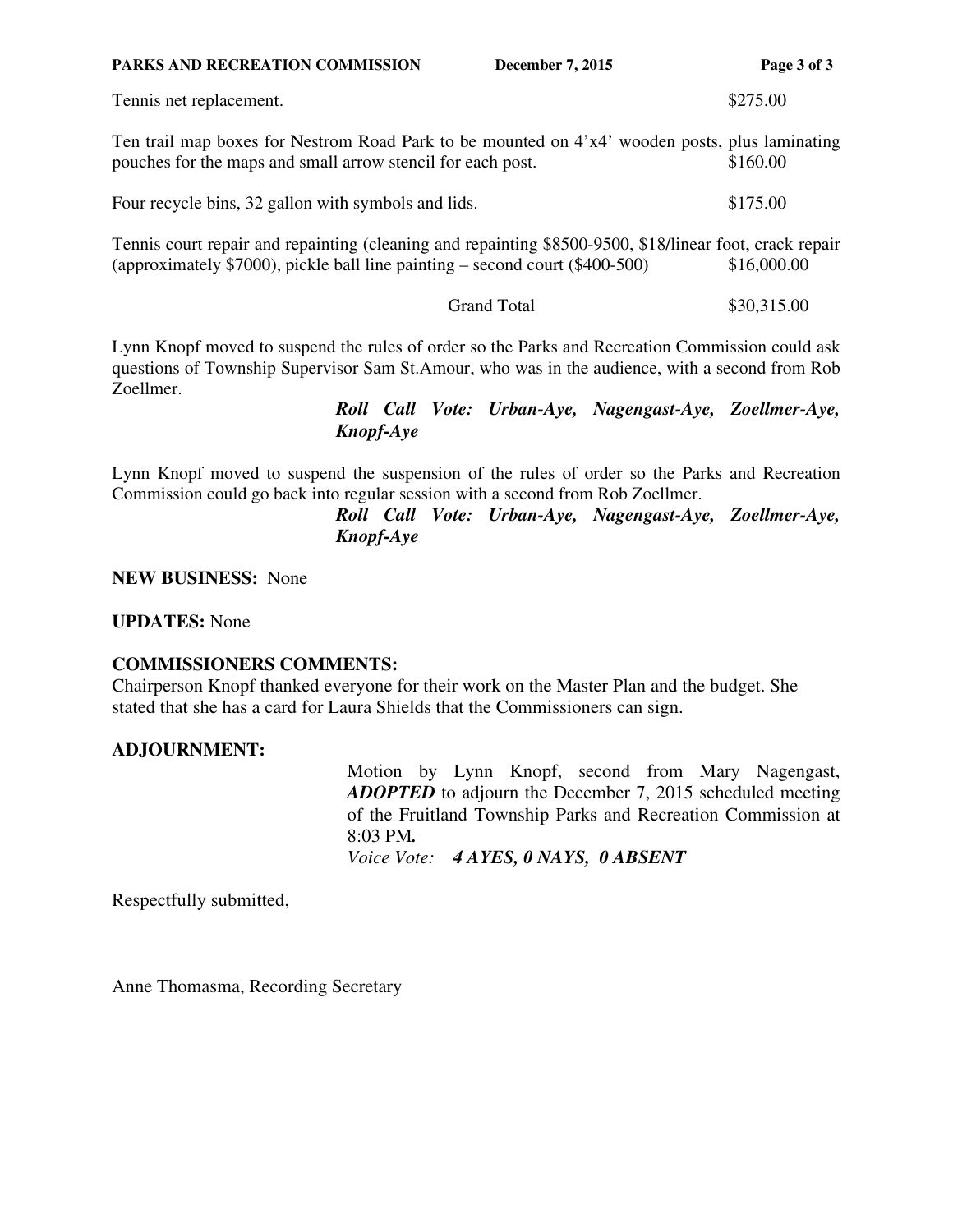Tennis net replacement. $275.00

Ten trail map boxes for Nestrom Road Park to be mounted on 4'x4' wooden posts, plus laminating pouches for the maps and small arrow stencil for each post. $160.00

Four recycle bins, 32 gallon with symbols and lids. $175.00

Tennis court repair and repainting (cleaning and repainting $8500-9500, $18/linear foot, crack repair (approximately $7000), pickle ball line painting – second court ($400-500) $16,000.00

Grand Total $30,315.00

Lynn Knopf moved to suspend the rules of order so the Parks and Recreation Commission could ask questions of Township Supervisor Sam St.Amour, who was in the audience, with a second from Rob Zoellmer.

***Roll Call Vote: Urban-Aye, Nagengast-Aye, Zoellmer-Aye, Knopf-Aye***

Lynn Knopf moved to suspend the suspension of the rules of order so the Parks and Recreation Commission could go back into regular session with a second from Rob Zoellmer.

***Roll Call Vote: Urban-Aye, Nagengast-Aye, Zoellmer-Aye, Knopf-Aye***

**NEW BUSINESS:** None

**UPDATES:** None

**COMMISSIONERS COMMENTS:**

Chairperson Knopf thanked everyone for their work on the Master Plan and the budget. She stated that she has a card for Laura Shields that the Commissioners can sign.

**ADJOURNMENT:**

Motion by Lynn Knopf, second from Mary Nagengast, ***ADOPTED*** to adjourn the December 7, 2015 scheduled meeting of the Fruitland Township Parks and Recreation Commission at 8:03 PM**.**

*Voice Vote:* ***4 AYES, 0 NAYS, 0 ABSENT***

Respectfully submitted,

Anne Thomasma, Recording Secretary